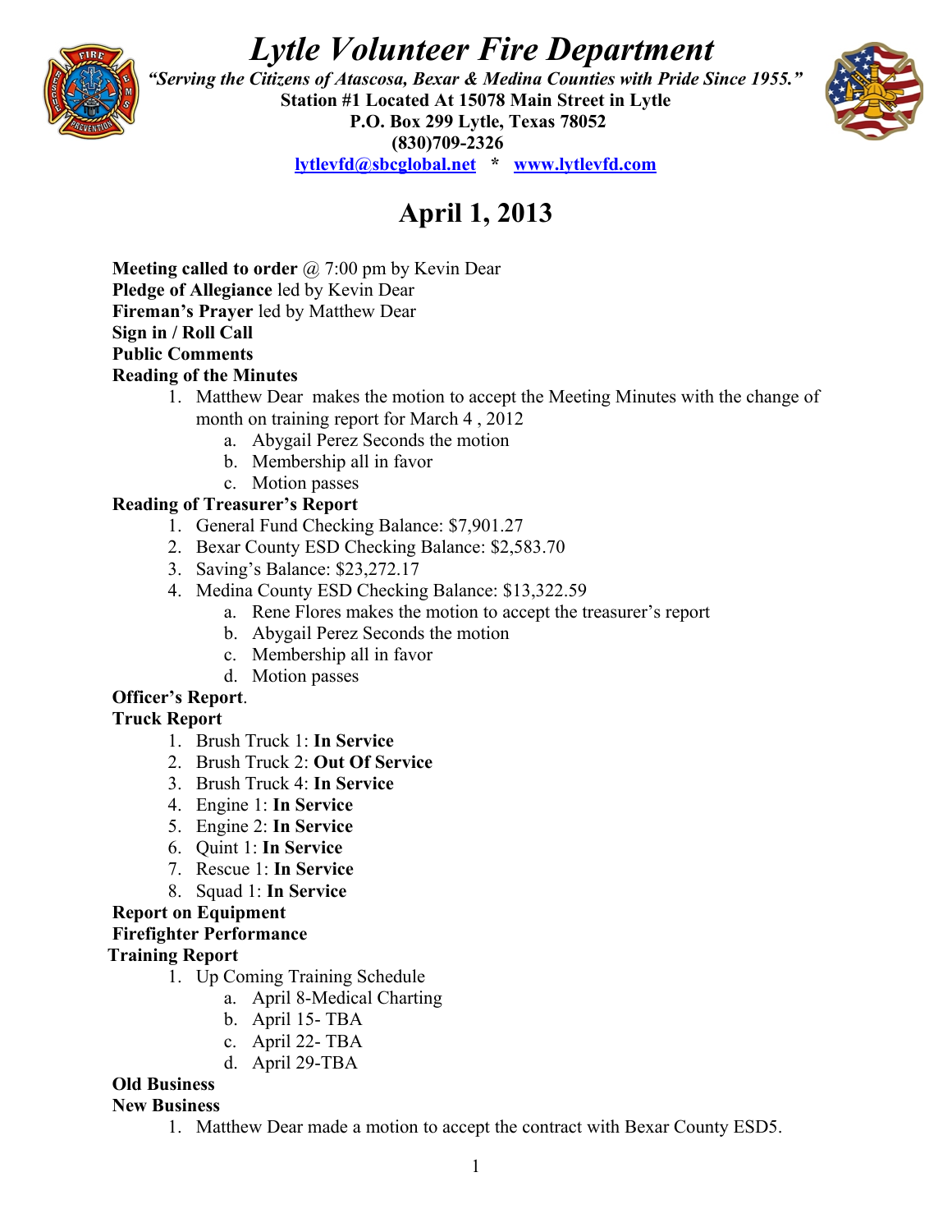# *Lytle Volunteer Fire Department*

***"Serving the Citizens of Atascosa, Bexar & Medina Counties with Pride Since 1955."***

**Station #1 Located At 15078 Main Street in Lytle**

**P.O. Box 299 Lytle, Texas 78052**

**(830)709-2326**

**lytlevfd@sbcglobal.net * www.lytlevfd.com**

## April 1, 2013

**Meeting called to order** @ 7:00 pm by Kevin Dear

**Pledge of Allegiance** led by Kevin Dear

**Fireman's Prayer** led by Matthew Dear

**Sign in / Roll Call**

**Public Comments**

**Reading of the Minutes**

1. Matthew Dear makes the motion to accept the Meeting Minutes with the change of month on training report for March 4 , 2012
    a. Abygail Perez Seconds the motion
    b. Membership all in favor
    c. Motion passes

**Reading of Treasurer's Report**

1. General Fund Checking Balance: $7,901.27
2. Bexar County ESD Checking Balance: $2,583.70
3. Saving's Balance: $23,272.17
4. Medina County ESD Checking Balance: $13,322.59
    a. Rene Flores makes the motion to accept the treasurer's report
    b. Abygail Perez Seconds the motion
    c. Membership all in favor
    d. Motion passes

**Officer's Report**.

**Truck Report**

1. Brush Truck 1: **In Service**
2. Brush Truck 2: **Out Of Service**
3. Brush Truck 4: **In Service**
4. Engine 1: **In Service**
5. Engine 2: **In Service**
6. Quint 1: **In Service**
7. Rescue 1: **In Service**
8. Squad 1: **In Service**

**Report on Equipment**

**Firefighter Performance**

**Training Report**

1. Up Coming Training Schedule
    a. April 8-Medical Charting
    b. April 15- TBA
    c. April 22- TBA
    d. April 29-TBA

**Old Business**

**New Business**

1. Matthew Dear made a motion to accept the contract with Bexar County ESD5.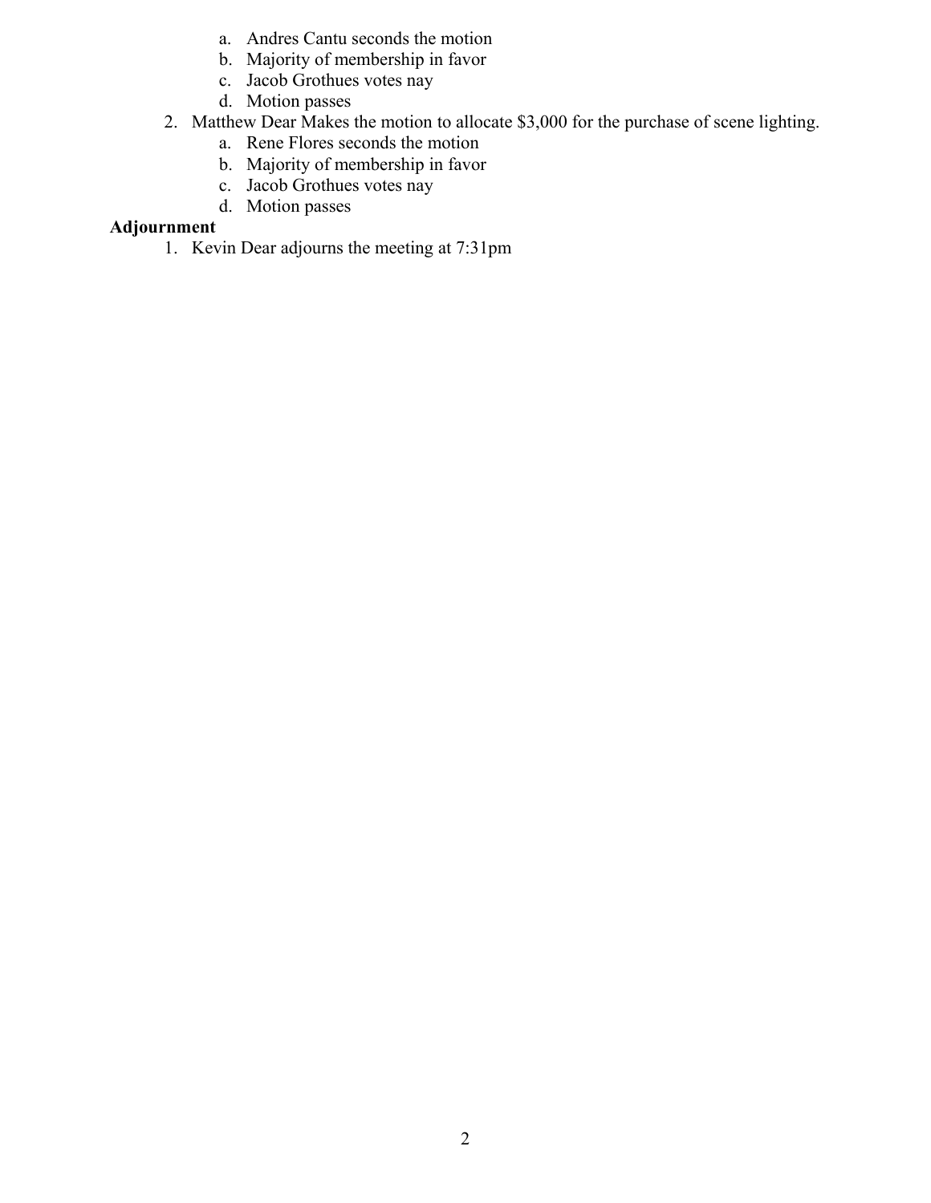a. Andres Cantu seconds the motion
   b. Majority of membership in favor
   c. Jacob Grothues votes nay
   d. Motion passes
2. Matthew Dear Makes the motion to allocate $3,000 for the purchase of scene lighting.
   a. Rene Flores seconds the motion
   b. Majority of membership in favor
   c. Jacob Grothues votes nay
   d. Motion passes

**Adjournment**

1. Kevin Dear adjourns the meeting at 7:31pm